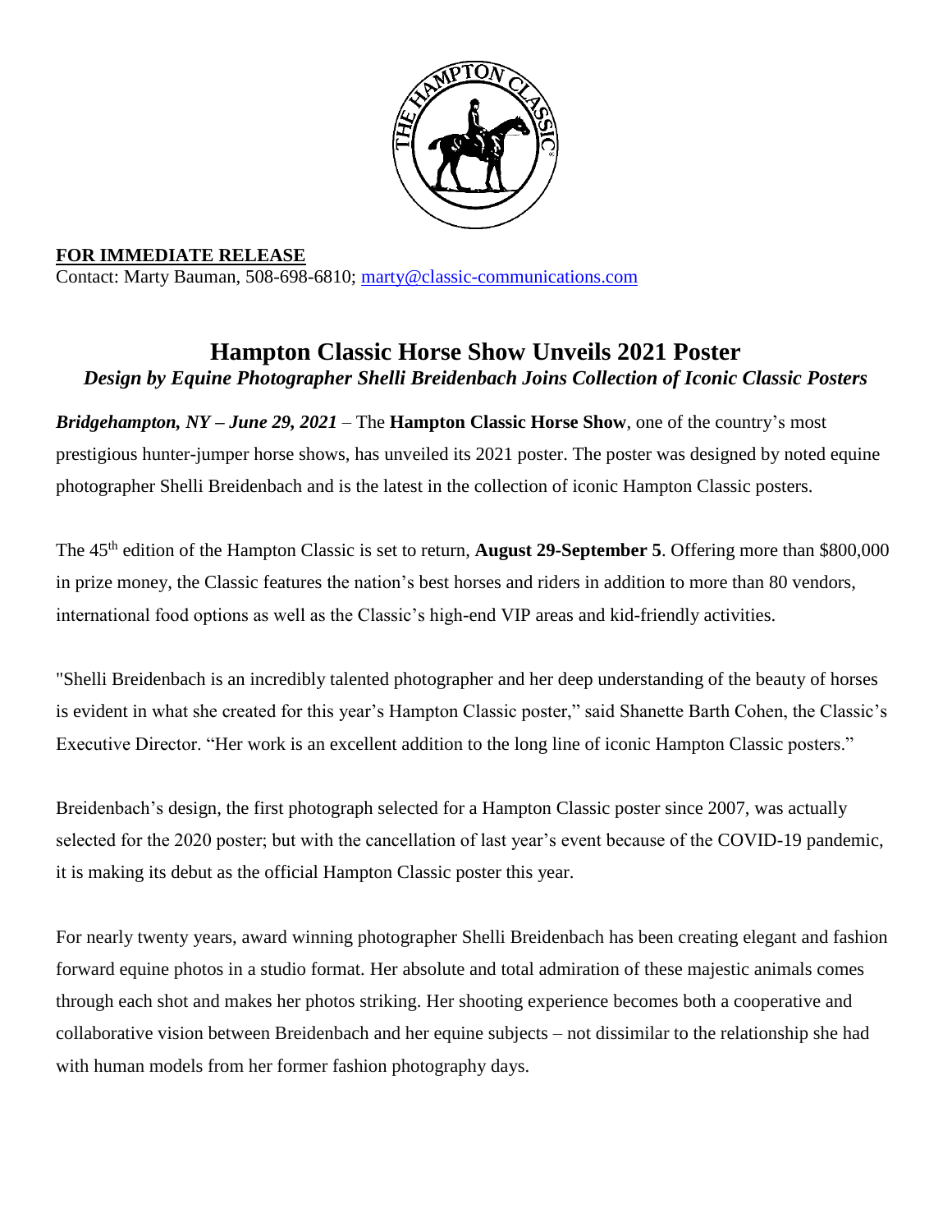**FOR IMMEDIATE RELEASE**
Contact: Marty Bauman, 508-698-6810; marty@classic-communications.com

# Hampton Classic Horse Show Unveils 2021 Poster

***Design by Equine Photographer Shelli Breidenbach Joins Collection of Iconic Classic Posters***

***Bridgehampton, NY – June 29, 2021*** – The **Hampton Classic Horse Show**, one of the country's most prestigious hunter-jumper horse shows, has unveiled its 2021 poster. The poster was designed by noted equine photographer Shelli Breidenbach and is the latest in the collection of iconic Hampton Classic posters.

The 45th edition of the Hampton Classic is set to return, **August 29-September 5**. Offering more than $800,000 in prize money, the Classic features the nation's best horses and riders in addition to more than 80 vendors, international food options as well as the Classic's high-end VIP areas and kid-friendly activities.

"Shelli Breidenbach is an incredibly talented photographer and her deep understanding of the beauty of horses is evident in what she created for this year's Hampton Classic poster," said Shanette Barth Cohen, the Classic's Executive Director. "Her work is an excellent addition to the long line of iconic Hampton Classic posters."

Breidenbach's design, the first photograph selected for a Hampton Classic poster since 2007, was actually selected for the 2020 poster; but with the cancellation of last year's event because of the COVID-19 pandemic, it is making its debut as the official Hampton Classic poster this year.

For nearly twenty years, award winning photographer Shelli Breidenbach has been creating elegant and fashion forward equine photos in a studio format. Her absolute and total admiration of these majestic animals comes through each shot and makes her photos striking. Her shooting experience becomes both a cooperative and collaborative vision between Breidenbach and her equine subjects – not dissimilar to the relationship she had with human models from her former fashion photography days.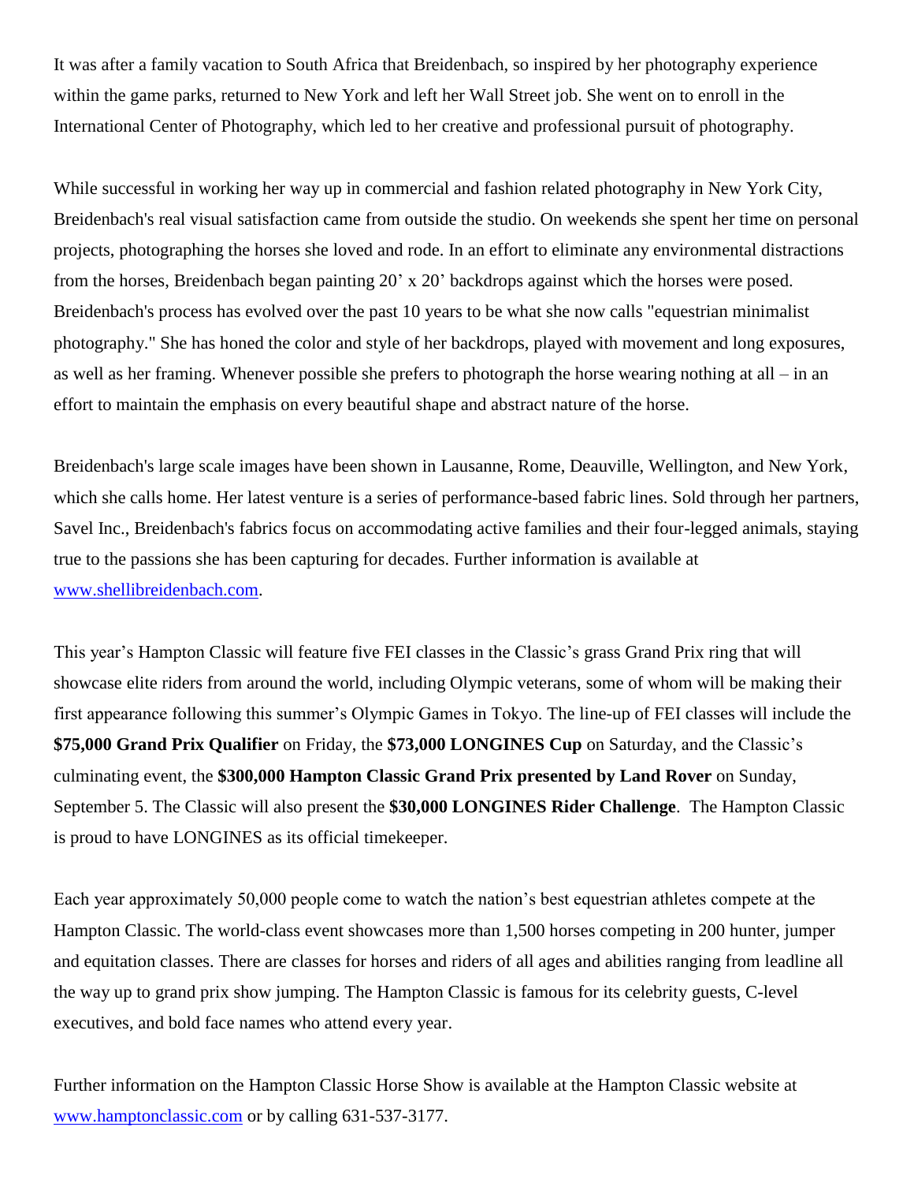It was after a family vacation to South Africa that Breidenbach, so inspired by her photography experience within the game parks, returned to New York and left her Wall Street job. She went on to enroll in the International Center of Photography, which led to her creative and professional pursuit of photography.

While successful in working her way up in commercial and fashion related photography in New York City, Breidenbach's real visual satisfaction came from outside the studio. On weekends she spent her time on personal projects, photographing the horses she loved and rode. In an effort to eliminate any environmental distractions from the horses, Breidenbach began painting 20' x 20' backdrops against which the horses were posed. Breidenbach's process has evolved over the past 10 years to be what she now calls "equestrian minimalist photography." She has honed the color and style of her backdrops, played with movement and long exposures, as well as her framing. Whenever possible she prefers to photograph the horse wearing nothing at all – in an effort to maintain the emphasis on every beautiful shape and abstract nature of the horse.

Breidenbach's large scale images have been shown in Lausanne, Rome, Deauville, Wellington, and New York, which she calls home. Her latest venture is a series of performance-based fabric lines. Sold through her partners, Savel Inc., Breidenbach's fabrics focus on accommodating active families and their four-legged animals, staying true to the passions she has been capturing for decades. Further information is available at [www.shellibreidenbach.com](www.shellibreidenbach.com).

This year's Hampton Classic will feature five FEI classes in the Classic's grass Grand Prix ring that will showcase elite riders from around the world, including Olympic veterans, some of whom will be making their first appearance following this summer's Olympic Games in Tokyo. The line-up of FEI classes will include the **$75,000 Grand Prix Qualifier** on Friday, the **$73,000 LONGINES Cup** on Saturday, and the Classic's culminating event, the **$300,000 Hampton Classic Grand Prix presented by Land Rover** on Sunday, September 5. The Classic will also present the **$30,000 LONGINES Rider Challenge**. The Hampton Classic is proud to have LONGINES as its official timekeeper.

Each year approximately 50,000 people come to watch the nation's best equestrian athletes compete at the Hampton Classic. The world-class event showcases more than 1,500 horses competing in 200 hunter, jumper and equitation classes. There are classes for horses and riders of all ages and abilities ranging from leadline all the way up to grand prix show jumping. The Hampton Classic is famous for its celebrity guests, C-level executives, and bold face names who attend every year.

Further information on the Hampton Classic Horse Show is available at the Hampton Classic website at [www.hamptonclassic.com](www.hamptonclassic.com) or by calling 631-537-3177.